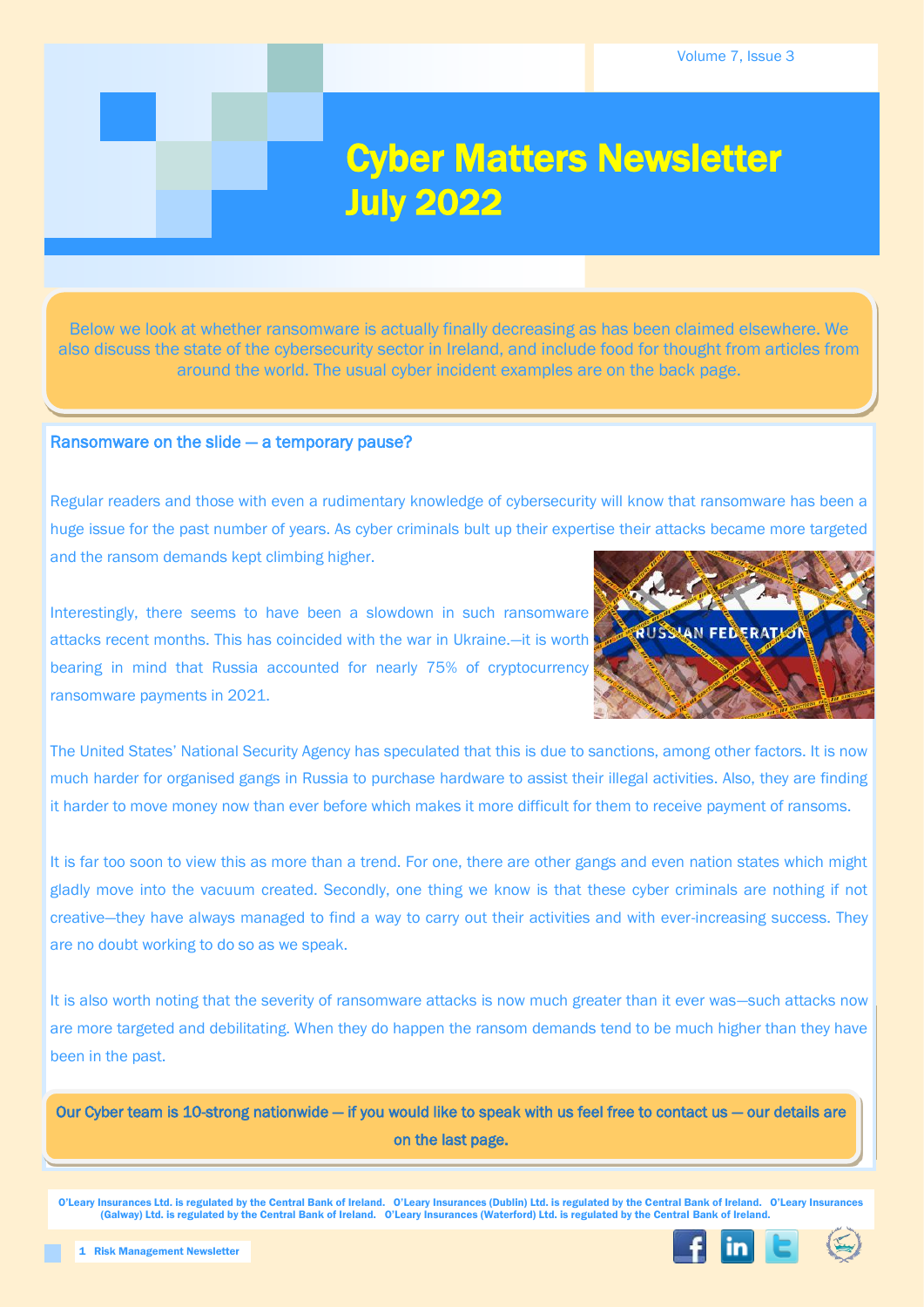# Cyber Matters Newsletter July 2022

Below we look at whether ransomware is actually finally decreasing as has been claimed elsewhere. We also discuss the state of the cybersecurity sector in Ireland, and include food for thought from articles from around the world. The usual cyber incident examples are on the back page.

## Ransomware on the slide — a temporary pause?

Regular readers and those with even a rudimentary knowledge of cybersecurity will know that ransomware has been a huge issue for the past number of years. As cyber criminals bult up their expertise their attacks became more targeted and the ransom demands kept climbing higher.

Interestingly, there seems to have been a slowdown in such ransomware attacks recent months. This has coincided with the war in Ukraine.—it is worth bearing in mind that Russia accounted for nearly 75% of cryptocurrency ransomware payments in 2021.

The United States' National Security Agency has speculated that this is due to sanctions, among other factors. It is now much harder for organised gangs in Russia to purchase hardware to assist their illegal activities. Also, they are finding it harder to move money now than ever before which makes it more difficult for them to receive payment of ransoms.

It is far too soon to view this as more than a trend. For one, there are other gangs and even nation states which might gladly move into the vacuum created. Secondly, one thing we know is that these cyber criminals are nothing if not creative—they have always managed to find a way to carry out their activities and with ever-increasing success. They are no doubt working to do so as we speak.

It is also worth noting that the severity of ransomware attacks is now much greater than it ever was—such attacks now are more targeted and debilitating. When they do happen the ransom demands tend to be much higher than they have been in the past.

**Our Cyber team is 10-strong nationwide — if you would like to speak with us feel free to contact us — our details are on the last page.**

O'Leary Insurances Ltd. is regulated by the Central Bank of Ireland. O'Leary Insurances (Dublin) Ltd. is regulated by the Central Bank of Ireland. O'Leary Insurances (Galway) Ltd. is regulated by the Central Bank of Ireland. O'Leary Insurances (Waterford) Ltd. is regulated by the Central Bank of Ireland.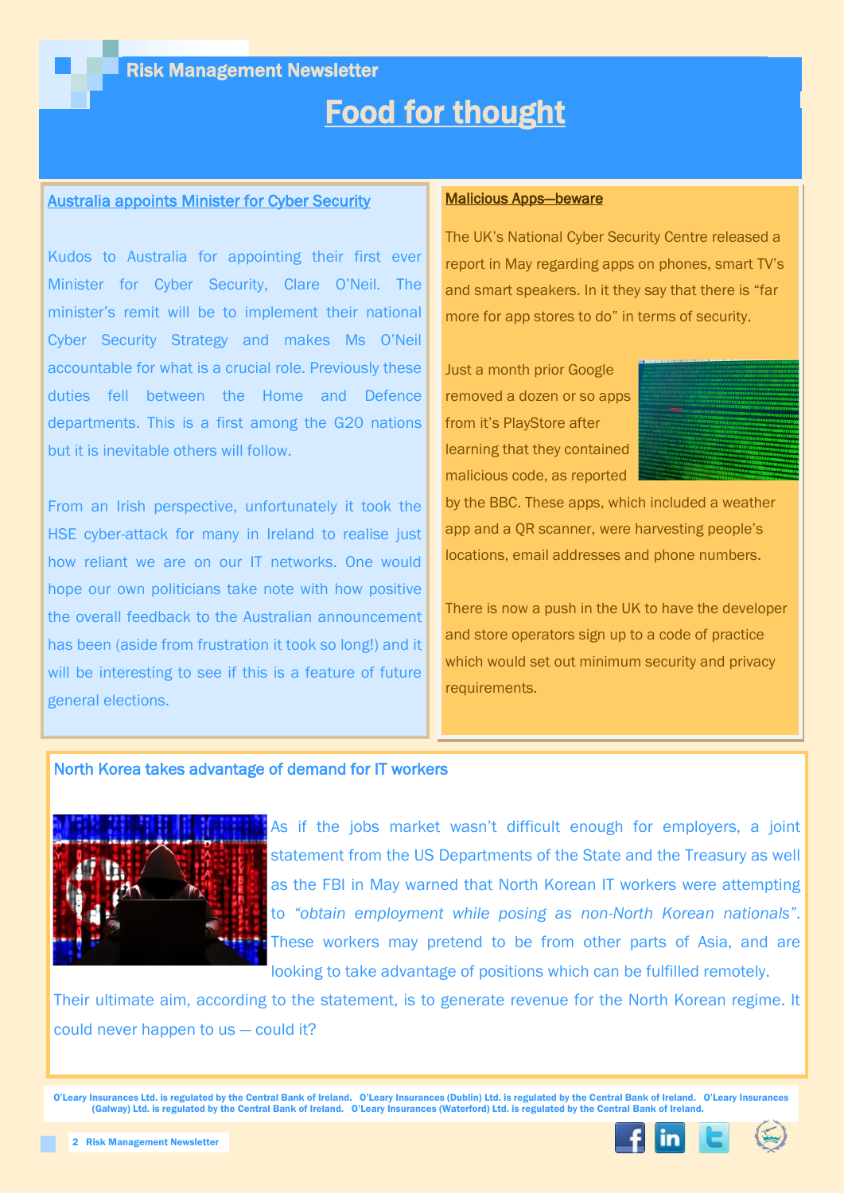# Food for thought

## Australia appoints Minister for Cyber Security

Kudos to Australia for appointing their first ever Minister for Cyber Security, Clare O'Neil. The minister's remit will be to implement their national Cyber Security Strategy and makes Ms O'Neil accountable for what is a crucial role. Previously these duties fell between the Home and Defence departments. This is a first among the G20 nations but it is inevitable others will follow.

From an Irish perspective, unfortunately it took the HSE cyber-attack for many in Ireland to realise just how reliant we are on our IT networks. One would hope our own politicians take note with how positive the overall feedback to the Australian announcement has been (aside from frustration it took so long!) and it will be interesting to see if this is a feature of future general elections.

## Malicious Apps—beware

The UK's National Cyber Security Centre released a report in May regarding apps on phones, smart TV's and smart speakers. In it they say that there is "far more for app stores to do" in terms of security.

Just a month prior Google removed a dozen or so apps from it's PlayStore after learning that they contained malicious code, as reported by the BBC. These apps, which included a weather app and a QR scanner, were harvesting people's locations, email addresses and phone numbers.

There is now a push in the UK to have the developer and store operators sign up to a code of practice which would set out minimum security and privacy requirements.

## North Korea takes advantage of demand for IT workers

As if the jobs market wasn't difficult enough for employers, a joint statement from the US Departments of the State and the Treasury as well as the FBI in May warned that North Korean IT workers were attempting to *"obtain employment while posing as non-North Korean nationals"*. These workers may pretend to be from other parts of Asia, and are looking to take advantage of positions which can be fulfilled remotely. Their ultimate aim, according to the statement, is to generate revenue for the North Korean regime. It could never happen to us — could it?

O'Leary Insurances Ltd. is regulated by the Central Bank of Ireland. O'Leary Insurances (Dublin) Ltd. is regulated by the Central Bank of Ireland. O'Leary Insurances (Galway) Ltd. is regulated by the Central Bank of Ireland. O'Leary Insurances (Waterford) Ltd. is regulated by the Central Bank of Ireland.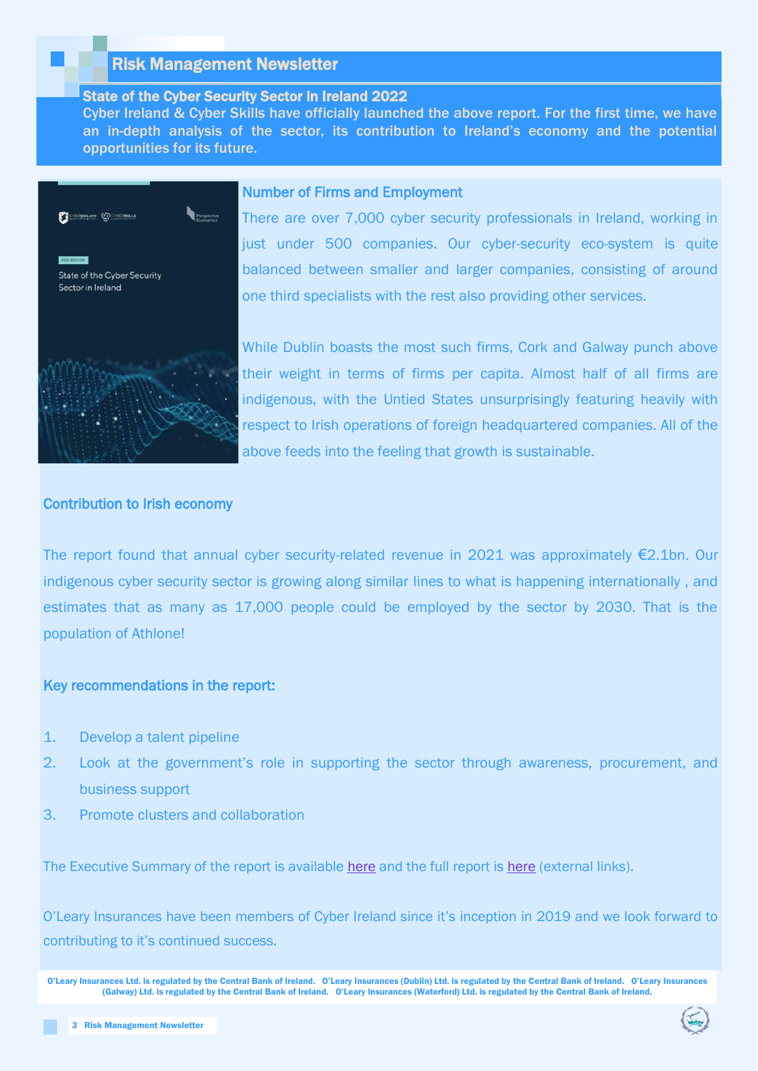## State of the Cyber Security Sector in Ireland 2022

**Cyber Ireland & Cyber Skills have officially launched the above report. For the first time, we have an in-depth analysis of the sector, its contribution to Ireland's economy and the potential opportunities for its future.**

### Number of Firms and Employment

There are over 7,000 cyber security professionals in Ireland, working in just under 500 companies. Our cyber-security eco-system is quite balanced between smaller and larger companies, consisting of around one third specialists with the rest also providing other services.

While Dublin boasts the most such firms, Cork and Galway punch above their weight in terms of firms per capita. Almost half of all firms are indigenous, with the Untied States unsurprisingly featuring heavily with respect to Irish operations of foreign headquartered companies. All of the above feeds into the feeling that growth is sustainable.

### Contribution to Irish economy

The report found that annual cyber security-related revenue in 2021 was approximately €2.1bn. Our indigenous cyber security sector is growing along similar lines to what is happening internationally , and estimates that as many as 17,000 people could be employed by the sector by 2030. That is the population of Athlone!

### Key recommendations in the report:

1. Develop a talent pipeline
2. Look at the government's role in supporting the sector through awareness, procurement, and business support
3. Promote clusters and collaboration

The Executive Summary of the report is available here and the full report is here (external links).

O'Leary Insurances have been members of Cyber Ireland since it's inception in 2019 and we look forward to contributing to it's continued success.

**O'Leary Insurances Ltd. is regulated by the Central Bank of Ireland. O'Leary Insurances (Dublin) Ltd. is regulated by the Central Bank of Ireland. O'Leary Insurances (Galway) Ltd. is regulated by the Central Bank of Ireland. O'Leary Insurances (Waterford) Ltd. is regulated by the Central Bank of Ireland.**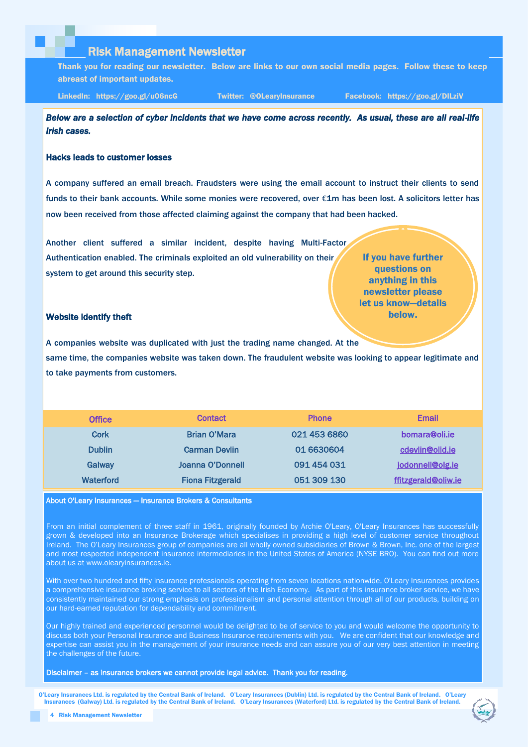# Risk Management Newsletter

**Thank you for reading our newsletter. Below are links to our own social media pages. Follow these to keep abreast of important updates.**

**LinkedIn: https://goo.gl/u06ncG    Twitter: @OLearyInsurance    Facebook: https://goo.gl/DILziV**

***Below are a selection of cyber incidents that we have come across recently. As usual, these are all real-life Irish cases.***

### Hacks leads to customer losses

A company suffered an email breach. Fraudsters were using the email account to instruct their clients to send funds to their bank accounts. While some monies were recovered, over €1m has been lost. A solicitors letter has now been received from those affected claiming against the company that had been hacked.

Another client suffered a similar incident, despite having Multi-Factor Authentication enabled. The criminals exploited an old vulnerability on their system to get around this security step.

**If you have further questions on anything in this newsletter please let us know—details below.**

### Website identify theft

A companies website was duplicated with just the trading name changed. At the same time, the companies website was taken down. The fraudulent website was looking to appear legitimate and to take payments from customers.

| Office | Contact | Phone | Email |
|---|---|---|---|
| Cork | Brian O'Mara | 021 453 6860 | bomara@oli.ie |
| Dublin | Carman Devlin | 01 6630604 | cdevlin@olid.ie |
| Galway | Joanna O'Donnell | 091 454 031 | jodonnell@olg.ie |
| Waterford | Fiona Fitzgerald | 051 309 130 | ffitzgerald@oliw.ie |

**About O'Leary Insurances — Insurance Brokers & Consultants**

From an initial complement of three staff in 1961, originally founded by Archie O'Leary, O'Leary Insurances has successfully grown & developed into an Insurance Brokerage which specialises in providing a high level of customer service throughout Ireland. The O'Leary Insurances group of companies are all wholly owned subsidiaries of Brown & Brown, Inc. one of the largest and most respected independent insurance intermediaries in the United States of America (NYSE BRO). You can find out more about us at www.olearyinsurances.ie.

With over two hundred and fifty insurance professionals operating from seven locations nationwide, O'Leary Insurances provides a comprehensive insurance broking service to all sectors of the Irish Economy. As part of this insurance broker service, we have consistently maintained our strong emphasis on professionalism and personal attention through all of our products, building on our hard-earned reputation for dependability and commitment.

Our highly trained and experienced personnel would be delighted to be of service to you and would welcome the opportunity to discuss both your Personal Insurance and Business Insurance requirements with you. We are confident that our knowledge and expertise can assist you in the management of your insurance needs and can assure you of our very best attention in meeting the challenges of the future.

**Disclaimer – as insurance brokers we cannot provide legal advice. Thank you for reading.**

**O'Leary Insurances Ltd. is regulated by the Central Bank of Ireland. O'Leary Insurances (Dublin) Ltd. is regulated by the Central Bank of Ireland. O'Leary Insurances (Galway) Ltd. is regulated by the Central Bank of Ireland. O'Leary Insurances (Waterford) Ltd. is regulated by the Central Bank of Ireland.**